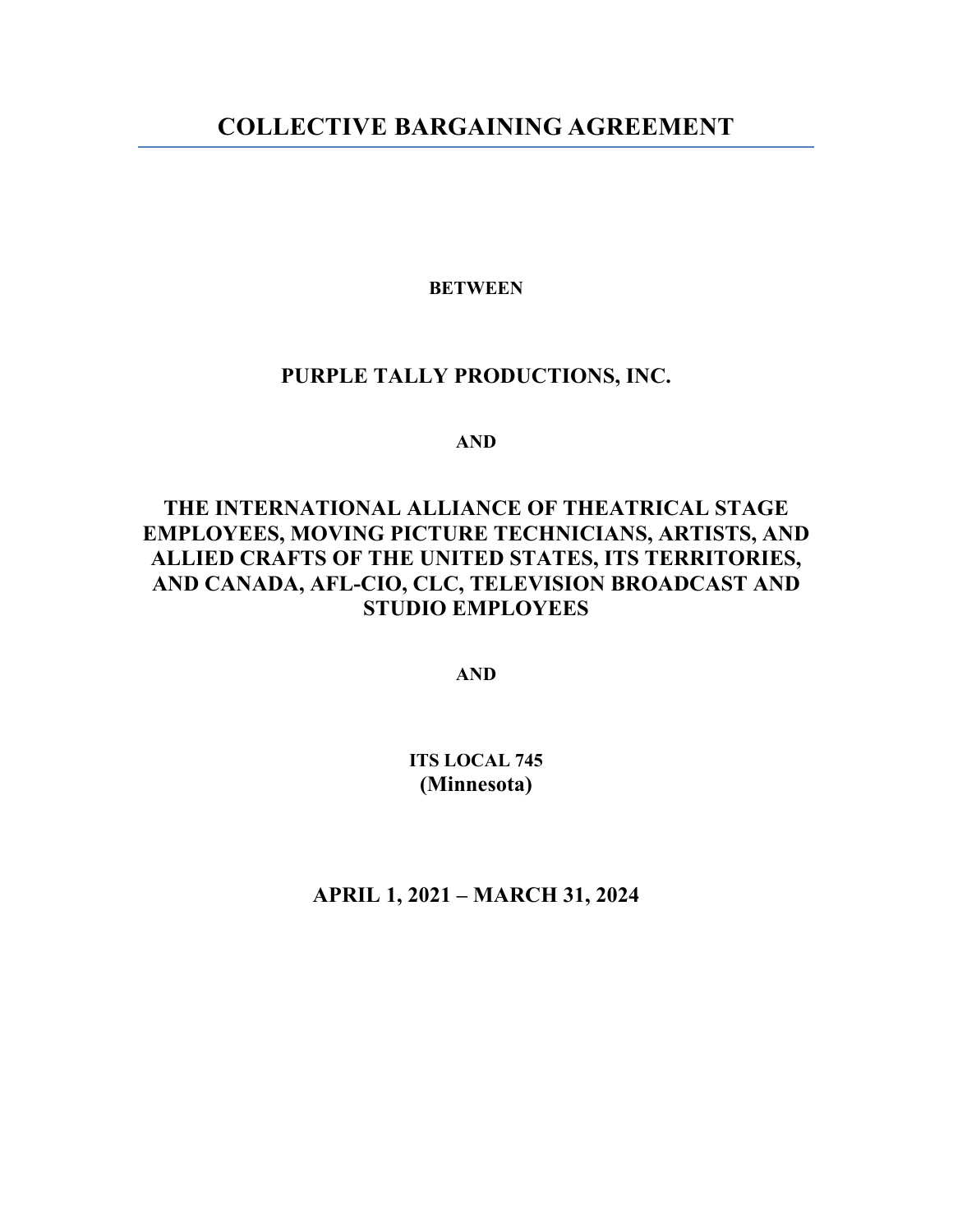# COLLECTIVE BARGAINING AGREEMENT

**BETWEEN**

## PURPLE TALLY PRODUCTIONS, INC.

**AND**

## THE INTERNATIONAL ALLIANCE OF THEATRICAL STAGE EMPLOYEES, MOVING PICTURE TECHNICIANS, ARTISTS, AND ALLIED CRAFTS OF THE UNITED STATES, ITS TERRITORIES, AND CANADA, AFL-CIO, CLC, TELEVISION BROADCAST AND STUDIO EMPLOYEES

**AND**

**ITS LOCAL 745**
**(Minnesota)**

## APRIL 1, 2021 – MARCH 31, 2024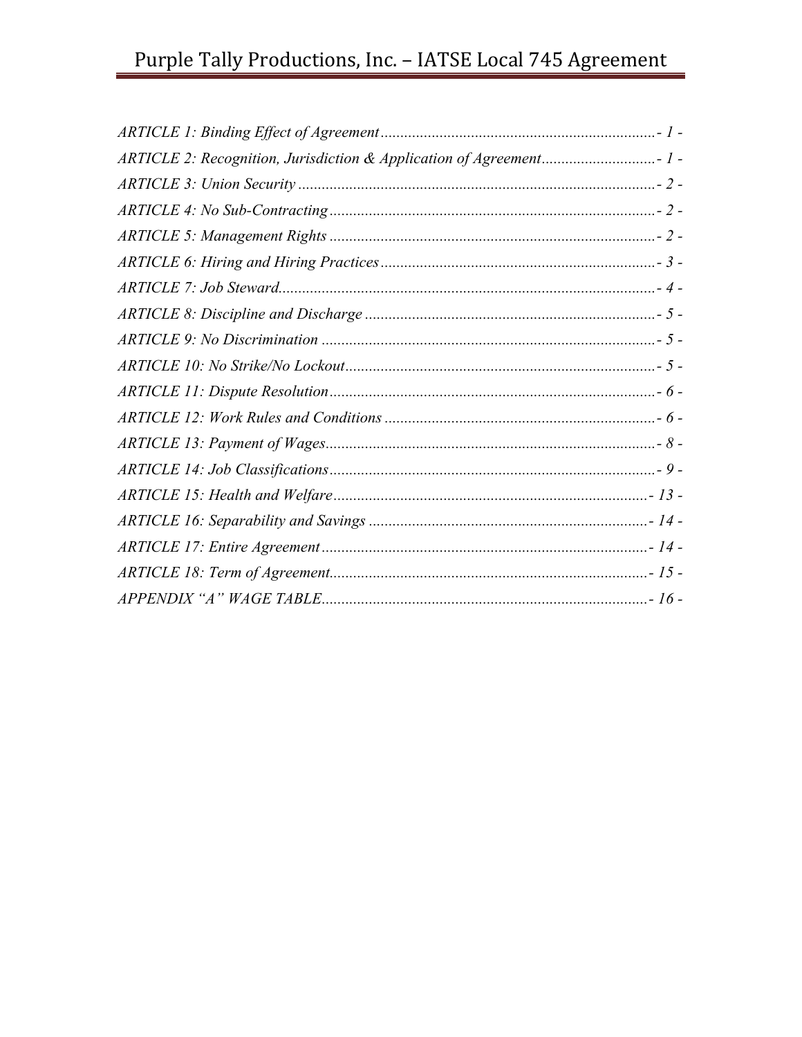*ARTICLE 1: Binding Effect of Agreement* ........ - 1 -
*ARTICLE 2: Recognition, Jurisdiction & Application of Agreement* ........ - 1 -
*ARTICLE 3: Union Security* ........ - 2 -
*ARTICLE 4: No Sub-Contracting* ........ - 2 -
*ARTICLE 5: Management Rights* ........ - 2 -
*ARTICLE 6: Hiring and Hiring Practices* ........ - 3 -
*ARTICLE 7: Job Steward* ........ - 4 -
*ARTICLE 8: Discipline and Discharge* ........ - 5 -
*ARTICLE 9: No Discrimination* ........ - 5 -
*ARTICLE 10: No Strike/No Lockout* ........ - 5 -
*ARTICLE 11: Dispute Resolution* ........ - 6 -
*ARTICLE 12: Work Rules and Conditions* ........ - 6 -
*ARTICLE 13: Payment of Wages* ........ - 8 -
*ARTICLE 14: Job Classifications* ........ - 9 -
*ARTICLE 15: Health and Welfare* ........ - 13 -
*ARTICLE 16: Separability and Savings* ........ - 14 -
*ARTICLE 17: Entire Agreement* ........ - 14 -
*ARTICLE 18: Term of Agreement* ........ - 15 -
*APPENDIX "A" WAGE TABLE* ........ - 16 -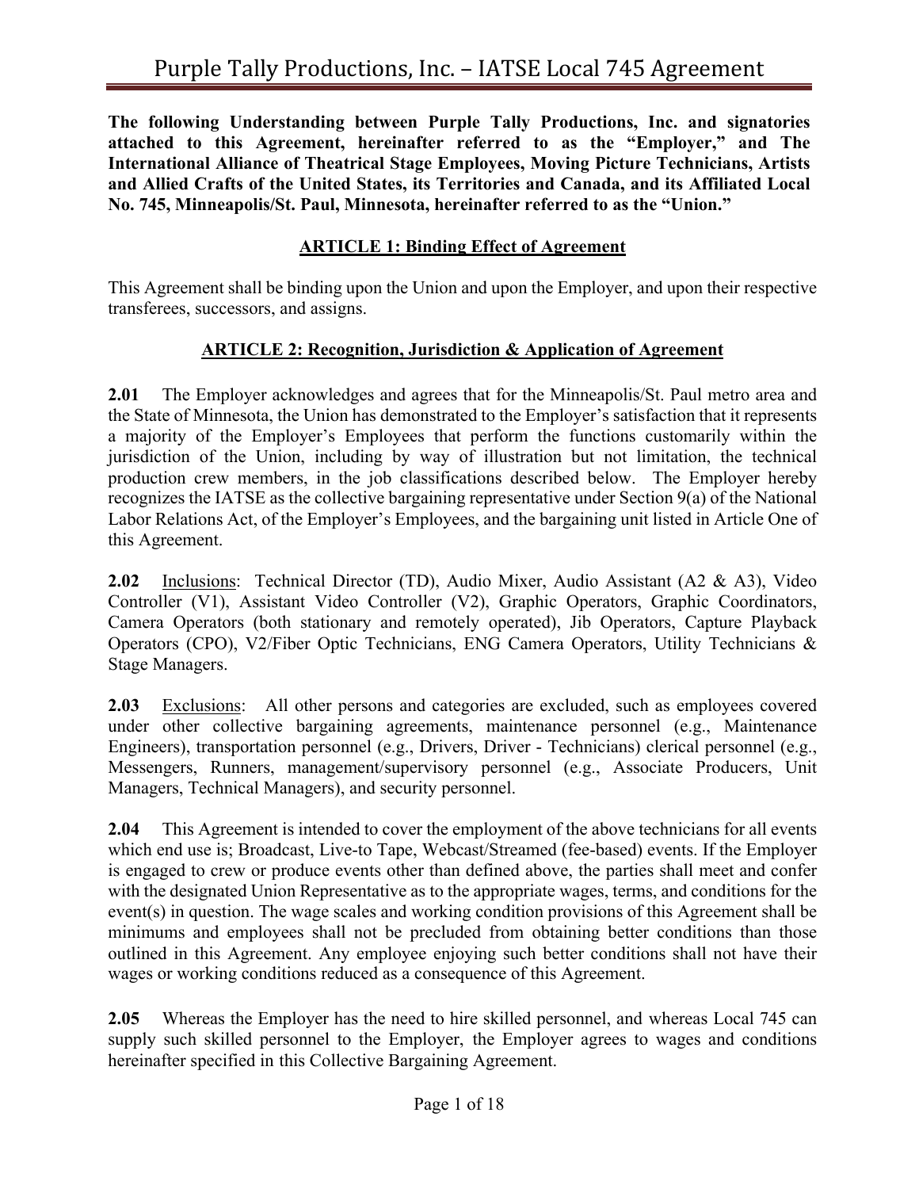**The following Understanding between Purple Tally Productions, Inc. and signatories attached to this Agreement, hereinafter referred to as the "Employer," and The International Alliance of Theatrical Stage Employees, Moving Picture Technicians, Artists and Allied Crafts of the United States, its Territories and Canada, and its Affiliated Local No. 745, Minneapolis/St. Paul, Minnesota, hereinafter referred to as the "Union."**

## ARTICLE 1: Binding Effect of Agreement

This Agreement shall be binding upon the Union and upon the Employer, and upon their respective transferees, successors, and assigns.

## ARTICLE 2: Recognition, Jurisdiction & Application of Agreement

**2.01** The Employer acknowledges and agrees that for the Minneapolis/St. Paul metro area and the State of Minnesota, the Union has demonstrated to the Employer's satisfaction that it represents a majority of the Employer's Employees that perform the functions customarily within the jurisdiction of the Union, including by way of illustration but not limitation, the technical production crew members, in the job classifications described below. The Employer hereby recognizes the IATSE as the collective bargaining representative under Section 9(a) of the National Labor Relations Act, of the Employer's Employees, and the bargaining unit listed in Article One of this Agreement.

**2.02** Inclusions: Technical Director (TD), Audio Mixer, Audio Assistant (A2 & A3), Video Controller (V1), Assistant Video Controller (V2), Graphic Operators, Graphic Coordinators, Camera Operators (both stationary and remotely operated), Jib Operators, Capture Playback Operators (CPO), V2/Fiber Optic Technicians, ENG Camera Operators, Utility Technicians & Stage Managers.

**2.03** Exclusions: All other persons and categories are excluded, such as employees covered under other collective bargaining agreements, maintenance personnel (e.g., Maintenance Engineers), transportation personnel (e.g., Drivers, Driver - Technicians) clerical personnel (e.g., Messengers, Runners, management/supervisory personnel (e.g., Associate Producers, Unit Managers, Technical Managers), and security personnel.

**2.04** This Agreement is intended to cover the employment of the above technicians for all events which end use is; Broadcast, Live-to Tape, Webcast/Streamed (fee-based) events. If the Employer is engaged to crew or produce events other than defined above, the parties shall meet and confer with the designated Union Representative as to the appropriate wages, terms, and conditions for the event(s) in question. The wage scales and working condition provisions of this Agreement shall be minimums and employees shall not be precluded from obtaining better conditions than those outlined in this Agreement. Any employee enjoying such better conditions shall not have their wages or working conditions reduced as a consequence of this Agreement.

**2.05** Whereas the Employer has the need to hire skilled personnel, and whereas Local 745 can supply such skilled personnel to the Employer, the Employer agrees to wages and conditions hereinafter specified in this Collective Bargaining Agreement.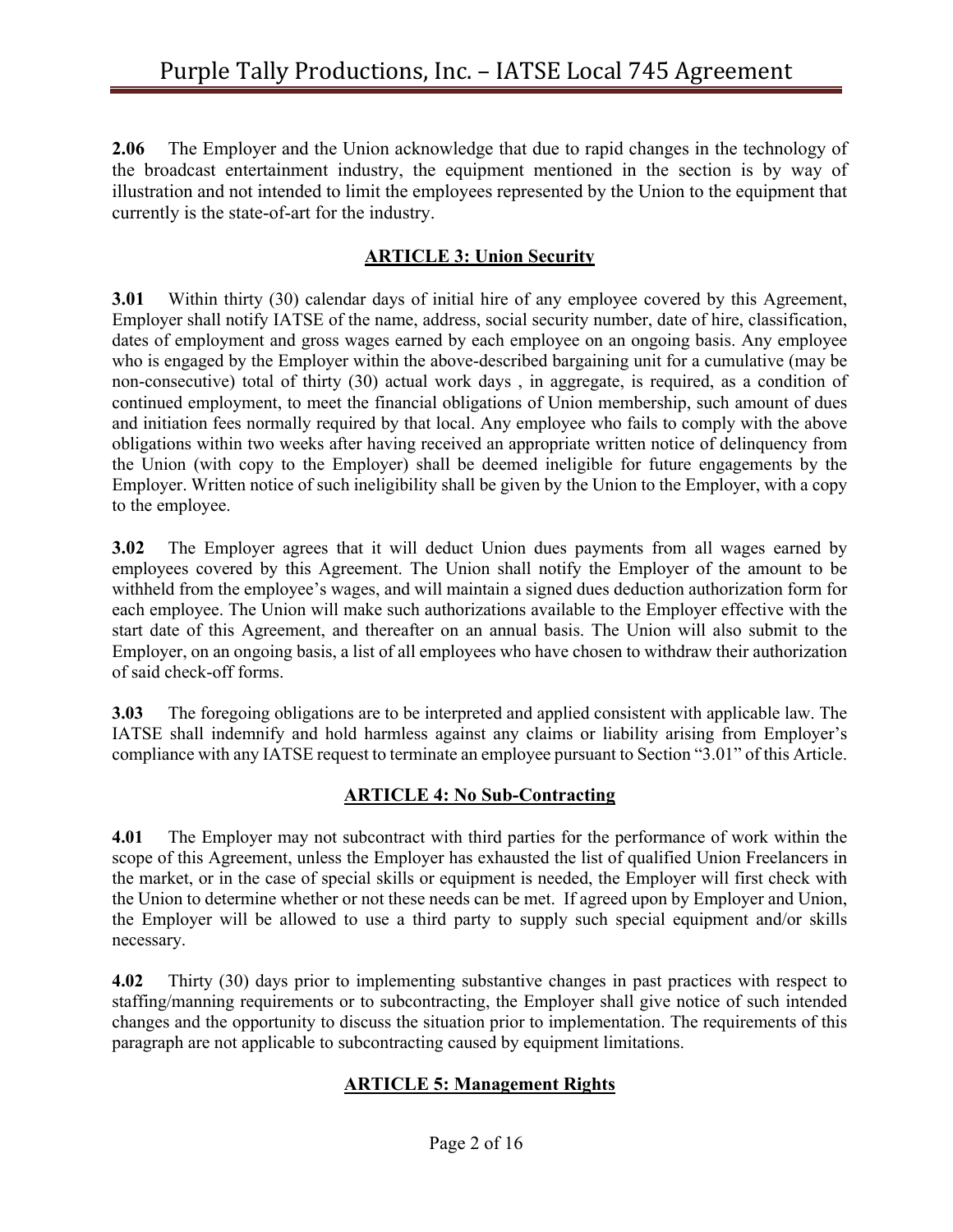**2.06** The Employer and the Union acknowledge that due to rapid changes in the technology of the broadcast entertainment industry, the equipment mentioned in the section is by way of illustration and not intended to limit the employees represented by the Union to the equipment that currently is the state-of-art for the industry.

## ARTICLE 3: Union Security

**3.01** Within thirty (30) calendar days of initial hire of any employee covered by this Agreement, Employer shall notify IATSE of the name, address, social security number, date of hire, classification, dates of employment and gross wages earned by each employee on an ongoing basis. Any employee who is engaged by the Employer within the above-described bargaining unit for a cumulative (may be non-consecutive) total of thirty (30) actual work days , in aggregate, is required, as a condition of continued employment, to meet the financial obligations of Union membership, such amount of dues and initiation fees normally required by that local. Any employee who fails to comply with the above obligations within two weeks after having received an appropriate written notice of delinquency from the Union (with copy to the Employer) shall be deemed ineligible for future engagements by the Employer. Written notice of such ineligibility shall be given by the Union to the Employer, with a copy to the employee.

**3.02** The Employer agrees that it will deduct Union dues payments from all wages earned by employees covered by this Agreement. The Union shall notify the Employer of the amount to be withheld from the employee's wages, and will maintain a signed dues deduction authorization form for each employee. The Union will make such authorizations available to the Employer effective with the start date of this Agreement, and thereafter on an annual basis. The Union will also submit to the Employer, on an ongoing basis, a list of all employees who have chosen to withdraw their authorization of said check-off forms.

**3.03** The foregoing obligations are to be interpreted and applied consistent with applicable law. The IATSE shall indemnify and hold harmless against any claims or liability arising from Employer's compliance with any IATSE request to terminate an employee pursuant to Section "3.01" of this Article.

## ARTICLE 4: No Sub-Contracting

**4.01** The Employer may not subcontract with third parties for the performance of work within the scope of this Agreement, unless the Employer has exhausted the list of qualified Union Freelancers in the market, or in the case of special skills or equipment is needed, the Employer will first check with the Union to determine whether or not these needs can be met. If agreed upon by Employer and Union, the Employer will be allowed to use a third party to supply such special equipment and/or skills necessary.

**4.02** Thirty (30) days prior to implementing substantive changes in past practices with respect to staffing/manning requirements or to subcontracting, the Employer shall give notice of such intended changes and the opportunity to discuss the situation prior to implementation. The requirements of this paragraph are not applicable to subcontracting caused by equipment limitations.

## ARTICLE 5: Management Rights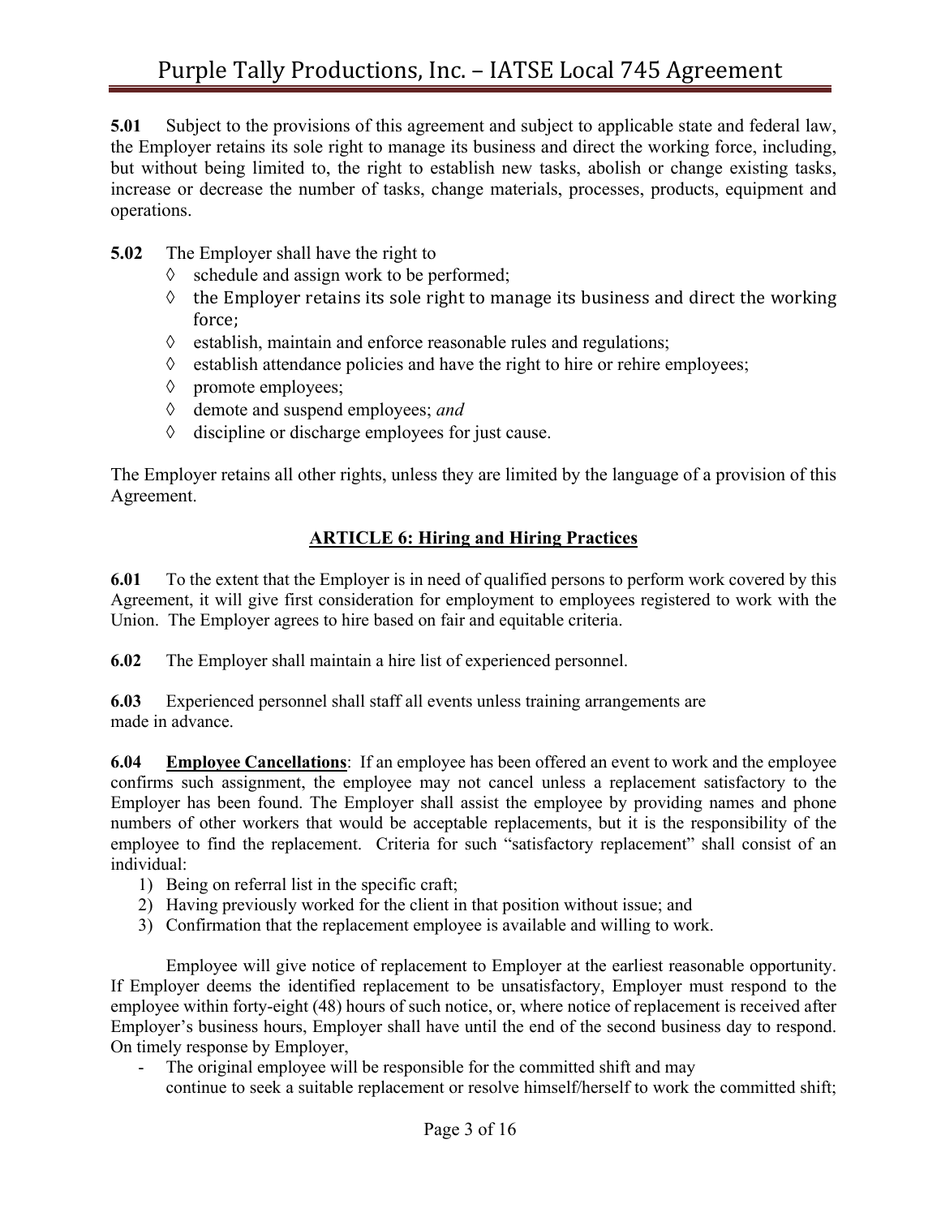**5.01** Subject to the provisions of this agreement and subject to applicable state and federal law, the Employer retains its sole right to manage its business and direct the working force, including, but without being limited to, the right to establish new tasks, abolish or change existing tasks, increase or decrease the number of tasks, change materials, processes, products, equipment and operations.

**5.02** The Employer shall have the right to

- ◊ schedule and assign work to be performed;
- ◊ the Employer retains its sole right to manage its business and direct the working force;
- ◊ establish, maintain and enforce reasonable rules and regulations;
- ◊ establish attendance policies and have the right to hire or rehire employees;
- ◊ promote employees;
- ◊ demote and suspend employees; *and*
- ◊ discipline or discharge employees for just cause.

The Employer retains all other rights, unless they are limited by the language of a provision of this Agreement.

## ARTICLE 6: Hiring and Hiring Practices

**6.01** To the extent that the Employer is in need of qualified persons to perform work covered by this Agreement, it will give first consideration for employment to employees registered to work with the Union. The Employer agrees to hire based on fair and equitable criteria.

**6.02** The Employer shall maintain a hire list of experienced personnel.

**6.03** Experienced personnel shall staff all events unless training arrangements are made in advance.

**6.04** **Employee Cancellations**: If an employee has been offered an event to work and the employee confirms such assignment, the employee may not cancel unless a replacement satisfactory to the Employer has been found. The Employer shall assist the employee by providing names and phone numbers of other workers that would be acceptable replacements, but it is the responsibility of the employee to find the replacement. Criteria for such "satisfactory replacement" shall consist of an individual:

1) Being on referral list in the specific craft;
2) Having previously worked for the client in that position without issue; and
3) Confirmation that the replacement employee is available and willing to work.

Employee will give notice of replacement to Employer at the earliest reasonable opportunity. If Employer deems the identified replacement to be unsatisfactory, Employer must respond to the employee within forty-eight (48) hours of such notice, or, where notice of replacement is received after Employer's business hours, Employer shall have until the end of the second business day to respond. On timely response by Employer,

- The original employee will be responsible for the committed shift and may continue to seek a suitable replacement or resolve himself/herself to work the committed shift;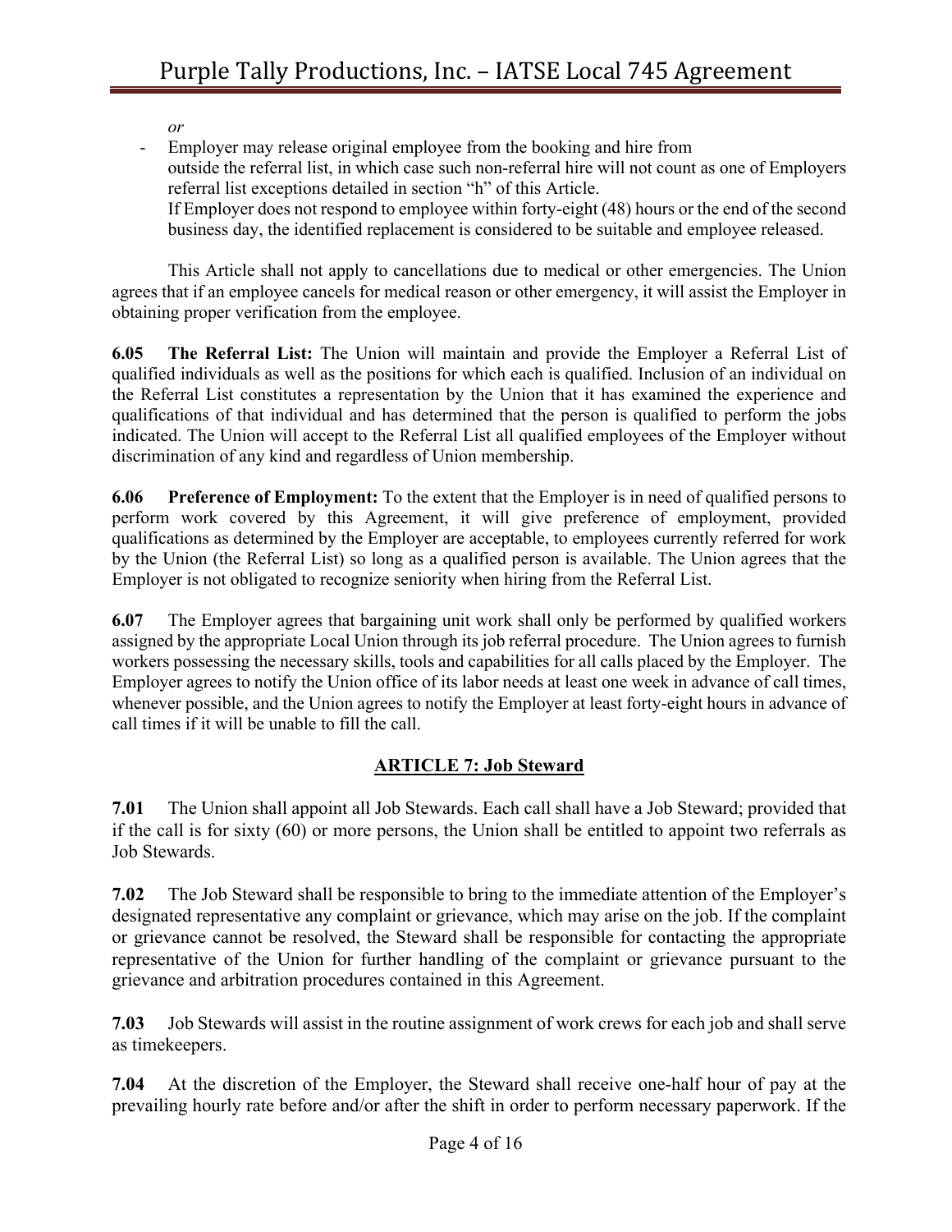*or*

- Employer may release original employee from the booking and hire from outside the referral list, in which case such non-referral hire will not count as one of Employers referral list exceptions detailed in section "h" of this Article.
  If Employer does not respond to employee within forty-eight (48) hours or the end of the second business day, the identified replacement is considered to be suitable and employee released.

This Article shall not apply to cancellations due to medical or other emergencies. The Union agrees that if an employee cancels for medical reason or other emergency, it will assist the Employer in obtaining proper verification from the employee.

**6.05 The Referral List:** The Union will maintain and provide the Employer a Referral List of qualified individuals as well as the positions for which each is qualified. Inclusion of an individual on the Referral List constitutes a representation by the Union that it has examined the experience and qualifications of that individual and has determined that the person is qualified to perform the jobs indicated. The Union will accept to the Referral List all qualified employees of the Employer without discrimination of any kind and regardless of Union membership.

**6.06 Preference of Employment:** To the extent that the Employer is in need of qualified persons to perform work covered by this Agreement, it will give preference of employment, provided qualifications as determined by the Employer are acceptable, to employees currently referred for work by the Union (the Referral List) so long as a qualified person is available. The Union agrees that the Employer is not obligated to recognize seniority when hiring from the Referral List.

**6.07** The Employer agrees that bargaining unit work shall only be performed by qualified workers assigned by the appropriate Local Union through its job referral procedure. The Union agrees to furnish workers possessing the necessary skills, tools and capabilities for all calls placed by the Employer. The Employer agrees to notify the Union office of its labor needs at least one week in advance of call times, whenever possible, and the Union agrees to notify the Employer at least forty-eight hours in advance of call times if it will be unable to fill the call.

## ARTICLE 7: Job Steward

**7.01** The Union shall appoint all Job Stewards. Each call shall have a Job Steward; provided that if the call is for sixty (60) or more persons, the Union shall be entitled to appoint two referrals as Job Stewards.

**7.02** The Job Steward shall be responsible to bring to the immediate attention of the Employer's designated representative any complaint or grievance, which may arise on the job. If the complaint or grievance cannot be resolved, the Steward shall be responsible for contacting the appropriate representative of the Union for further handling of the complaint or grievance pursuant to the grievance and arbitration procedures contained in this Agreement.

**7.03** Job Stewards will assist in the routine assignment of work crews for each job and shall serve as timekeepers.

**7.04** At the discretion of the Employer, the Steward shall receive one-half hour of pay at the prevailing hourly rate before and/or after the shift in order to perform necessary paperwork. If the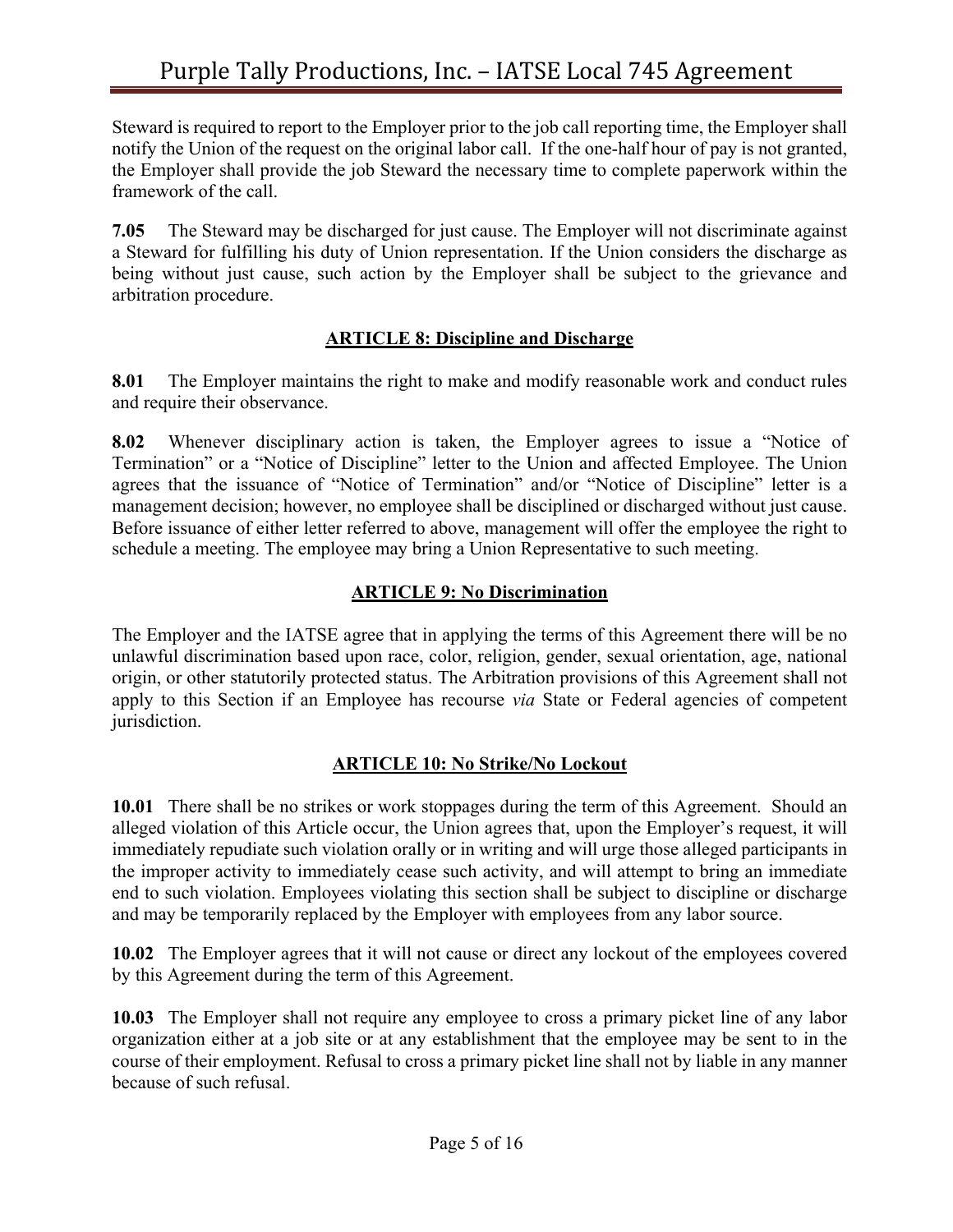Steward is required to report to the Employer prior to the job call reporting time, the Employer shall notify the Union of the request on the original labor call. If the one-half hour of pay is not granted, the Employer shall provide the job Steward the necessary time to complete paperwork within the framework of the call.

**7.05** The Steward may be discharged for just cause. The Employer will not discriminate against a Steward for fulfilling his duty of Union representation. If the Union considers the discharge as being without just cause, such action by the Employer shall be subject to the grievance and arbitration procedure.

## ARTICLE 8: Discipline and Discharge

**8.01** The Employer maintains the right to make and modify reasonable work and conduct rules and require their observance.

**8.02** Whenever disciplinary action is taken, the Employer agrees to issue a "Notice of Termination" or a "Notice of Discipline" letter to the Union and affected Employee. The Union agrees that the issuance of "Notice of Termination" and/or "Notice of Discipline" letter is a management decision; however, no employee shall be disciplined or discharged without just cause. Before issuance of either letter referred to above, management will offer the employee the right to schedule a meeting. The employee may bring a Union Representative to such meeting.

## ARTICLE 9: No Discrimination

The Employer and the IATSE agree that in applying the terms of this Agreement there will be no unlawful discrimination based upon race, color, religion, gender, sexual orientation, age, national origin, or other statutorily protected status. The Arbitration provisions of this Agreement shall not apply to this Section if an Employee has recourse *via* State or Federal agencies of competent jurisdiction.

## ARTICLE 10: No Strike/No Lockout

**10.01** There shall be no strikes or work stoppages during the term of this Agreement. Should an alleged violation of this Article occur, the Union agrees that, upon the Employer's request, it will immediately repudiate such violation orally or in writing and will urge those alleged participants in the improper activity to immediately cease such activity, and will attempt to bring an immediate end to such violation. Employees violating this section shall be subject to discipline or discharge and may be temporarily replaced by the Employer with employees from any labor source.

**10.02** The Employer agrees that it will not cause or direct any lockout of the employees covered by this Agreement during the term of this Agreement.

**10.03** The Employer shall not require any employee to cross a primary picket line of any labor organization either at a job site or at any establishment that the employee may be sent to in the course of their employment. Refusal to cross a primary picket line shall not by liable in any manner because of such refusal.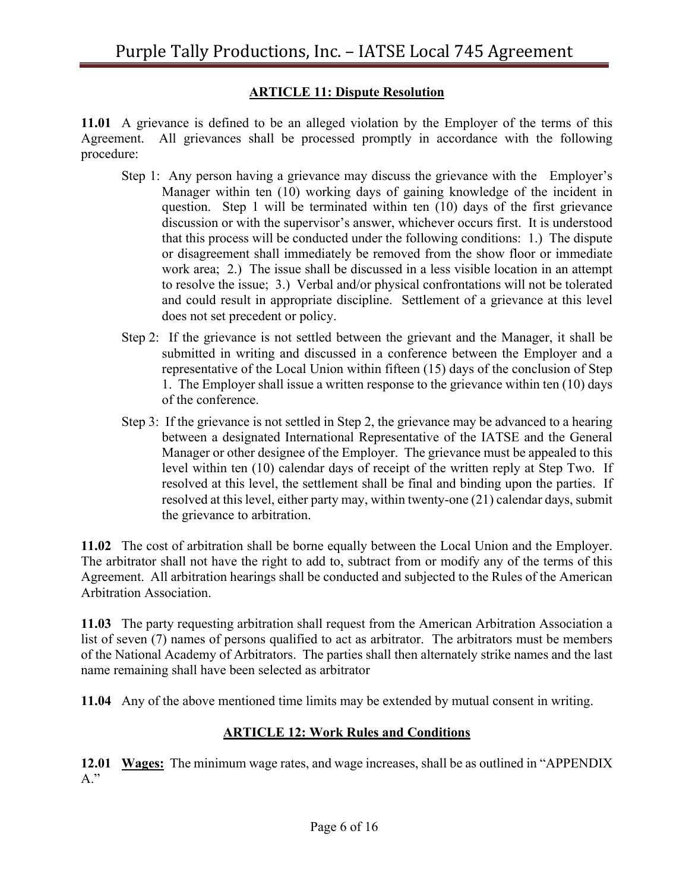## ARTICLE 11: Dispute Resolution

**11.01** A grievance is defined to be an alleged violation by the Employer of the terms of this Agreement. All grievances shall be processed promptly in accordance with the following procedure:

Step 1: Any person having a grievance may discuss the grievance with the Employer's Manager within ten (10) working days of gaining knowledge of the incident in question. Step 1 will be terminated within ten (10) days of the first grievance discussion or with the supervisor's answer, whichever occurs first. It is understood that this process will be conducted under the following conditions: 1.) The dispute or disagreement shall immediately be removed from the show floor or immediate work area; 2.) The issue shall be discussed in a less visible location in an attempt to resolve the issue; 3.) Verbal and/or physical confrontations will not be tolerated and could result in appropriate discipline. Settlement of a grievance at this level does not set precedent or policy.

Step 2: If the grievance is not settled between the grievant and the Manager, it shall be submitted in writing and discussed in a conference between the Employer and a representative of the Local Union within fifteen (15) days of the conclusion of Step 1. The Employer shall issue a written response to the grievance within ten (10) days of the conference.

Step 3: If the grievance is not settled in Step 2, the grievance may be advanced to a hearing between a designated International Representative of the IATSE and the General Manager or other designee of the Employer. The grievance must be appealed to this level within ten (10) calendar days of receipt of the written reply at Step Two. If resolved at this level, the settlement shall be final and binding upon the parties. If resolved at this level, either party may, within twenty-one (21) calendar days, submit the grievance to arbitration.

**11.02** The cost of arbitration shall be borne equally between the Local Union and the Employer. The arbitrator shall not have the right to add to, subtract from or modify any of the terms of this Agreement. All arbitration hearings shall be conducted and subjected to the Rules of the American Arbitration Association.

**11.03** The party requesting arbitration shall request from the American Arbitration Association a list of seven (7) names of persons qualified to act as arbitrator. The arbitrators must be members of the National Academy of Arbitrators. The parties shall then alternately strike names and the last name remaining shall have been selected as arbitrator

**11.04** Any of the above mentioned time limits may be extended by mutual consent in writing.

## ARTICLE 12: Work Rules and Conditions

**12.01** **Wages:** The minimum wage rates, and wage increases, shall be as outlined in "APPENDIX A."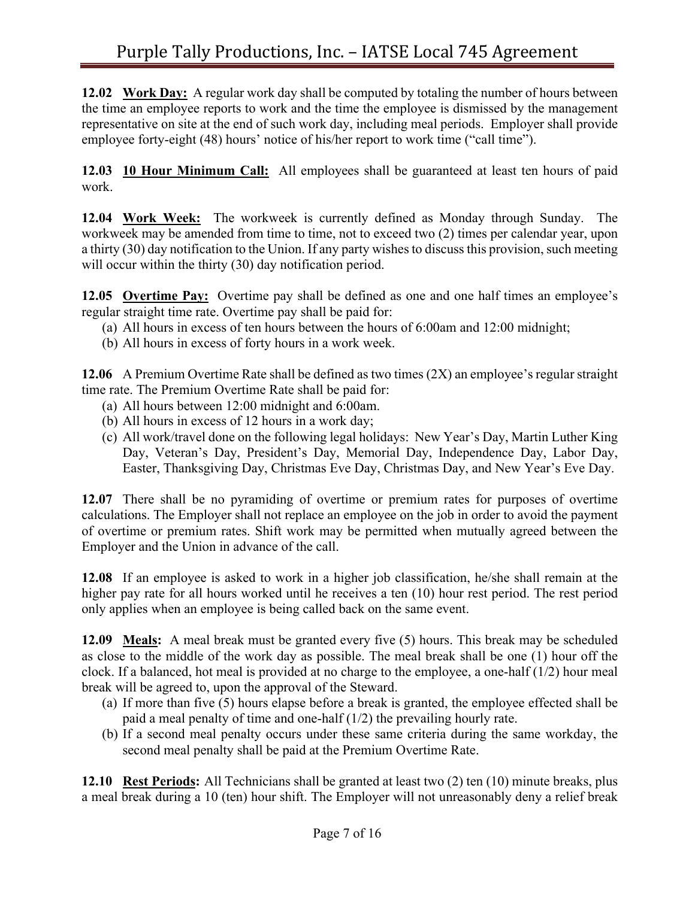**12.02 <u>Work Day:</u>** A regular work day shall be computed by totaling the number of hours between the time an employee reports to work and the time the employee is dismissed by the management representative on site at the end of such work day, including meal periods. Employer shall provide employee forty-eight (48) hours' notice of his/her report to work time ("call time").

**12.03 <u>10 Hour Minimum Call:</u>** All employees shall be guaranteed at least ten hours of paid work.

**12.04 <u>Work Week:</u>** The workweek is currently defined as Monday through Sunday. The workweek may be amended from time to time, not to exceed two (2) times per calendar year, upon a thirty (30) day notification to the Union. If any party wishes to discuss this provision, such meeting will occur within the thirty (30) day notification period.

**12.05 <u>Overtime Pay:</u>** Overtime pay shall be defined as one and one half times an employee's regular straight time rate. Overtime pay shall be paid for:

(a) All hours in excess of ten hours between the hours of 6:00am and 12:00 midnight;
(b) All hours in excess of forty hours in a work week.

**12.06** A Premium Overtime Rate shall be defined as two times (2X) an employee's regular straight time rate. The Premium Overtime Rate shall be paid for:

(a) All hours between 12:00 midnight and 6:00am.
(b) All hours in excess of 12 hours in a work day;
(c) All work/travel done on the following legal holidays: New Year's Day, Martin Luther King Day, Veteran's Day, President's Day, Memorial Day, Independence Day, Labor Day, Easter, Thanksgiving Day, Christmas Eve Day, Christmas Day, and New Year's Eve Day.

**12.07** There shall be no pyramiding of overtime or premium rates for purposes of overtime calculations. The Employer shall not replace an employee on the job in order to avoid the payment of overtime or premium rates. Shift work may be permitted when mutually agreed between the Employer and the Union in advance of the call.

**12.08** If an employee is asked to work in a higher job classification, he/she shall remain at the higher pay rate for all hours worked until he receives a ten (10) hour rest period. The rest period only applies when an employee is being called back on the same event.

**12.09 <u>Meals</u>:** A meal break must be granted every five (5) hours. This break may be scheduled as close to the middle of the work day as possible. The meal break shall be one (1) hour off the clock. If a balanced, hot meal is provided at no charge to the employee, a one-half (1/2) hour meal break will be agreed to, upon the approval of the Steward.

(a) If more than five (5) hours elapse before a break is granted, the employee effected shall be paid a meal penalty of time and one-half (1/2) the prevailing hourly rate.
(b) If a second meal penalty occurs under these same criteria during the same workday, the second meal penalty shall be paid at the Premium Overtime Rate.

**12.10 <u>Rest Periods</u>:** All Technicians shall be granted at least two (2) ten (10) minute breaks, plus a meal break during a 10 (ten) hour shift. The Employer will not unreasonably deny a relief break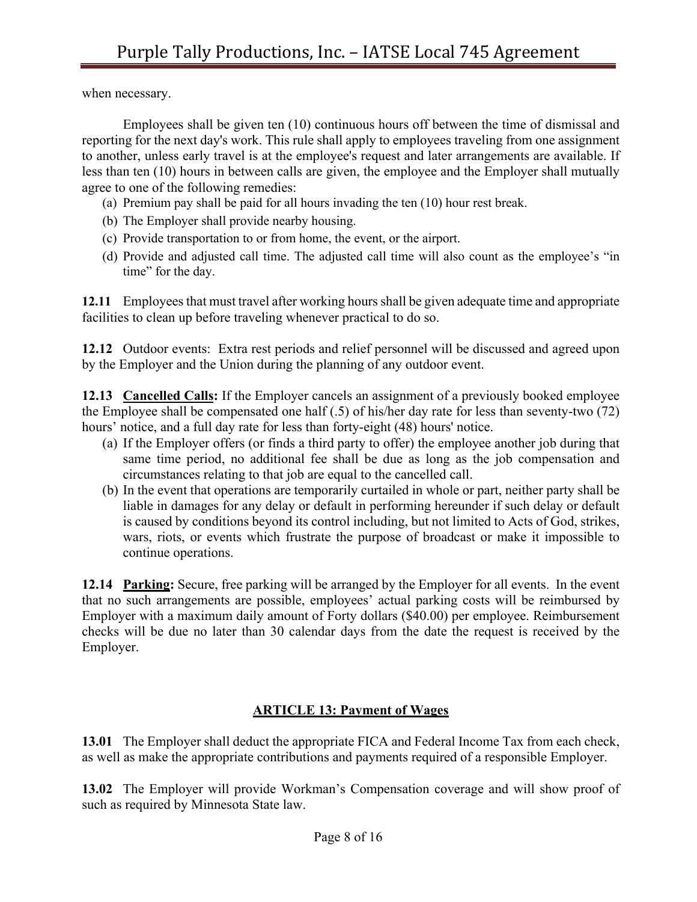when necessary.

Employees shall be given ten (10) continuous hours off between the time of dismissal and reporting for the next day's work. This rule shall apply to employees traveling from one assignment to another, unless early travel is at the employee's request and later arrangements are available. If less than ten (10) hours in between calls are given, the employee and the Employer shall mutually agree to one of the following remedies:

(a) Premium pay shall be paid for all hours invading the ten (10) hour rest break.
(b) The Employer shall provide nearby housing.
(c) Provide transportation to or from home, the event, or the airport.
(d) Provide and adjusted call time. The adjusted call time will also count as the employee's "in time" for the day.

**12.11** Employees that must travel after working hours shall be given adequate time and appropriate facilities to clean up before traveling whenever practical to do so.

**12.12** Outdoor events: Extra rest periods and relief personnel will be discussed and agreed upon by the Employer and the Union during the planning of any outdoor event.

**12.13 Cancelled Calls:** If the Employer cancels an assignment of a previously booked employee the Employee shall be compensated one half (.5) of his/her day rate for less than seventy-two (72) hours' notice, and a full day rate for less than forty-eight (48) hours' notice.

(a) If the Employer offers (or finds a third party to offer) the employee another job during that same time period, no additional fee shall be due as long as the job compensation and circumstances relating to that job are equal to the cancelled call.
(b) In the event that operations are temporarily curtailed in whole or part, neither party shall be liable in damages for any delay or default in performing hereunder if such delay or default is caused by conditions beyond its control including, but not limited to Acts of God, strikes, wars, riots, or events which frustrate the purpose of broadcast or make it impossible to continue operations.

**12.14 Parking:** Secure, free parking will be arranged by the Employer for all events. In the event that no such arrangements are possible, employees' actual parking costs will be reimbursed by Employer with a maximum daily amount of Forty dollars ($40.00) per employee. Reimbursement checks will be due no later than 30 calendar days from the date the request is received by the Employer.

## ARTICLE 13: Payment of Wages

**13.01** The Employer shall deduct the appropriate FICA and Federal Income Tax from each check, as well as make the appropriate contributions and payments required of a responsible Employer.

**13.02** The Employer will provide Workman's Compensation coverage and will show proof of such as required by Minnesota State law.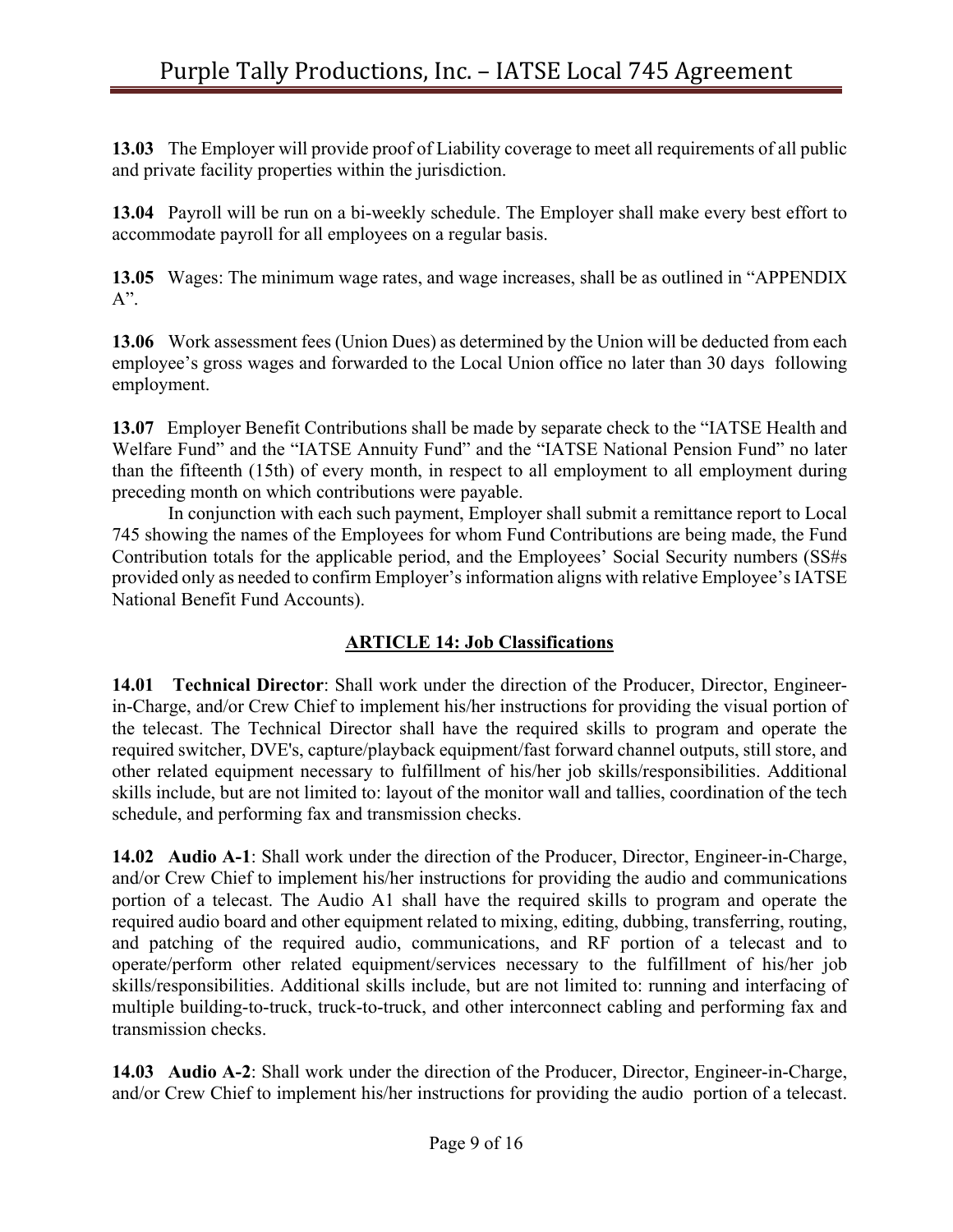**13.03** The Employer will provide proof of Liability coverage to meet all requirements of all public and private facility properties within the jurisdiction.

**13.04** Payroll will be run on a bi-weekly schedule. The Employer shall make every best effort to accommodate payroll for all employees on a regular basis.

**13.05** Wages: The minimum wage rates, and wage increases, shall be as outlined in "APPENDIX A".

**13.06** Work assessment fees (Union Dues) as determined by the Union will be deducted from each employee's gross wages and forwarded to the Local Union office no later than 30 days following employment.

**13.07** Employer Benefit Contributions shall be made by separate check to the "IATSE Health and Welfare Fund" and the "IATSE Annuity Fund" and the "IATSE National Pension Fund" no later than the fifteenth (15th) of every month, in respect to all employment to all employment during preceding month on which contributions were payable.

In conjunction with each such payment, Employer shall submit a remittance report to Local 745 showing the names of the Employees for whom Fund Contributions are being made, the Fund Contribution totals for the applicable period, and the Employees' Social Security numbers (SS#s provided only as needed to confirm Employer's information aligns with relative Employee's IATSE National Benefit Fund Accounts).

## ARTICLE 14: Job Classifications

**14.01 Technical Director**: Shall work under the direction of the Producer, Director, Engineer-in-Charge, and/or Crew Chief to implement his/her instructions for providing the visual portion of the telecast. The Technical Director shall have the required skills to program and operate the required switcher, DVE's, capture/playback equipment/fast forward channel outputs, still store, and other related equipment necessary to fulfillment of his/her job skills/responsibilities. Additional skills include, but are not limited to: layout of the monitor wall and tallies, coordination of the tech schedule, and performing fax and transmission checks.

**14.02 Audio A-1**: Shall work under the direction of the Producer, Director, Engineer-in-Charge, and/or Crew Chief to implement his/her instructions for providing the audio and communications portion of a telecast. The Audio A1 shall have the required skills to program and operate the required audio board and other equipment related to mixing, editing, dubbing, transferring, routing, and patching of the required audio, communications, and RF portion of a telecast and to operate/perform other related equipment/services necessary to the fulfillment of his/her job skills/responsibilities. Additional skills include, but are not limited to: running and interfacing of multiple building-to-truck, truck-to-truck, and other interconnect cabling and performing fax and transmission checks.

**14.03 Audio A-2**: Shall work under the direction of the Producer, Director, Engineer-in-Charge, and/or Crew Chief to implement his/her instructions for providing the audio portion of a telecast.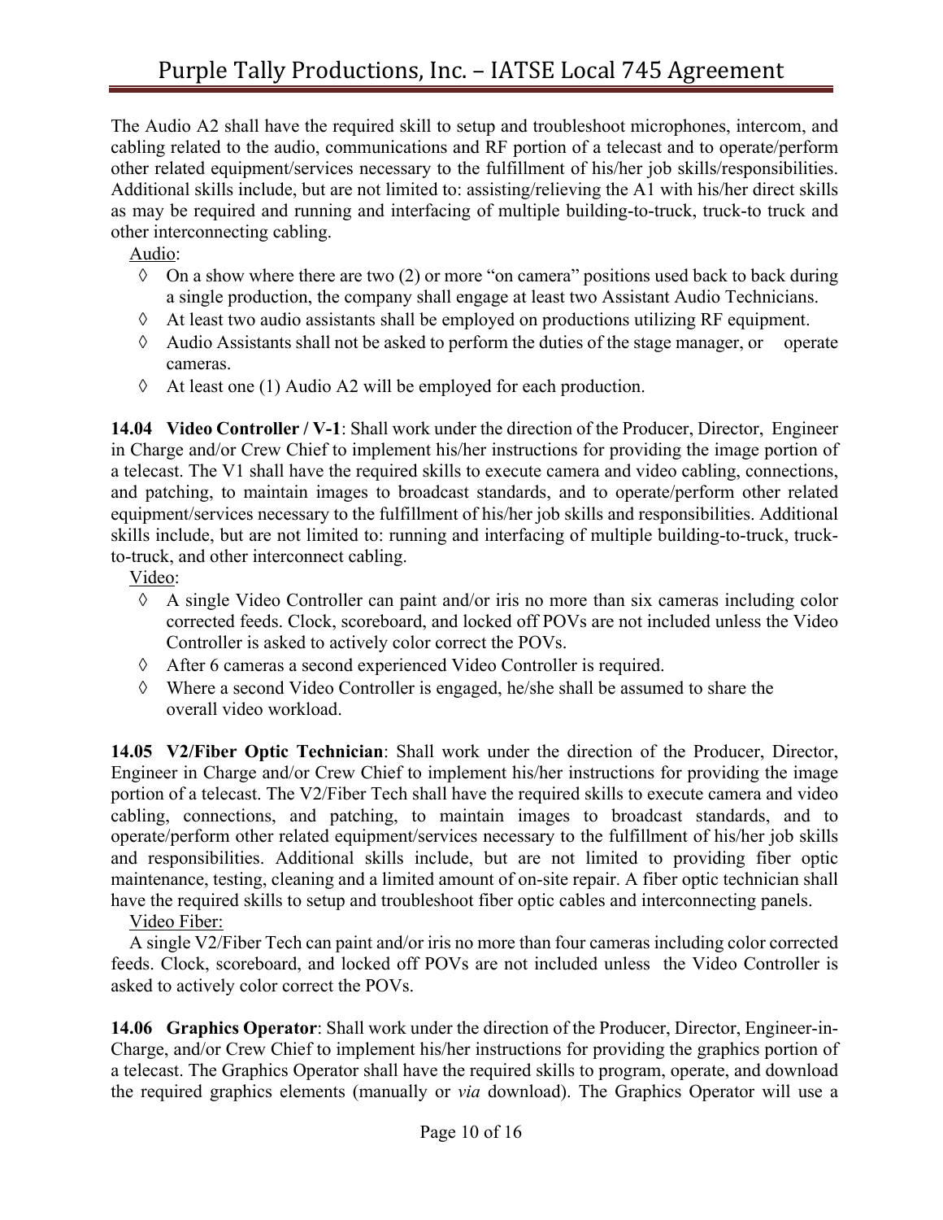The Audio A2 shall have the required skill to setup and troubleshoot microphones, intercom, and cabling related to the audio, communications and RF portion of a telecast and to operate/perform other related equipment/services necessary to the fulfillment of his/her job skills/responsibilities. Additional skills include, but are not limited to: assisting/relieving the A1 with his/her direct skills as may be required and running and interfacing of multiple building-to-truck, truck-to truck and other interconnecting cabling.

Audio:

- ◊ On a show where there are two (2) or more "on camera" positions used back to back during a single production, the company shall engage at least two Assistant Audio Technicians.
- ◊ At least two audio assistants shall be employed on productions utilizing RF equipment.
- ◊ Audio Assistants shall not be asked to perform the duties of the stage manager, or operate cameras.
- ◊ At least one (1) Audio A2 will be employed for each production.

**14.04 Video Controller / V-1**: Shall work under the direction of the Producer, Director, Engineer in Charge and/or Crew Chief to implement his/her instructions for providing the image portion of a telecast. The V1 shall have the required skills to execute camera and video cabling, connections, and patching, to maintain images to broadcast standards, and to operate/perform other related equipment/services necessary to the fulfillment of his/her job skills and responsibilities. Additional skills include, but are not limited to: running and interfacing of multiple building-to-truck, truck-to-truck, and other interconnect cabling.

Video:

- ◊ A single Video Controller can paint and/or iris no more than six cameras including color corrected feeds. Clock, scoreboard, and locked off POVs are not included unless the Video Controller is asked to actively color correct the POVs.
- ◊ After 6 cameras a second experienced Video Controller is required.
- ◊ Where a second Video Controller is engaged, he/she shall be assumed to share the overall video workload.

**14.05 V2/Fiber Optic Technician**: Shall work under the direction of the Producer, Director, Engineer in Charge and/or Crew Chief to implement his/her instructions for providing the image portion of a telecast. The V2/Fiber Tech shall have the required skills to execute camera and video cabling, connections, and patching, to maintain images to broadcast standards, and to operate/perform other related equipment/services necessary to the fulfillment of his/her job skills and responsibilities. Additional skills include, but are not limited to providing fiber optic maintenance, testing, cleaning and a limited amount of on-site repair. A fiber optic technician shall have the required skills to setup and troubleshoot fiber optic cables and interconnecting panels.

Video Fiber:

A single V2/Fiber Tech can paint and/or iris no more than four cameras including color corrected feeds. Clock, scoreboard, and locked off POVs are not included unless the Video Controller is asked to actively color correct the POVs.

**14.06 Graphics Operator**: Shall work under the direction of the Producer, Director, Engineer-in-Charge, and/or Crew Chief to implement his/her instructions for providing the graphics portion of a telecast. The Graphics Operator shall have the required skills to program, operate, and download the required graphics elements (manually or *via* download). The Graphics Operator will use a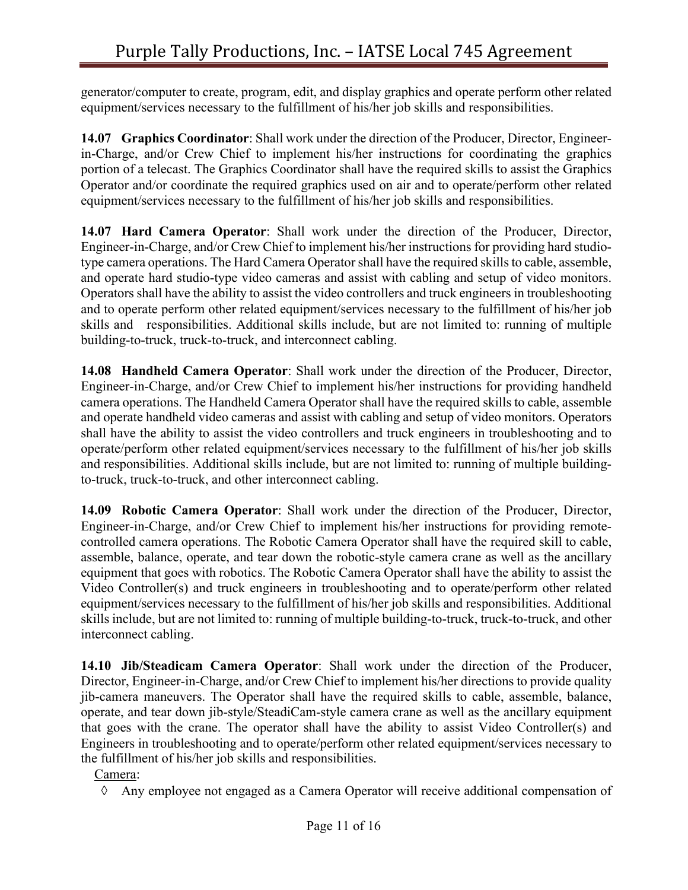generator/computer to create, program, edit, and display graphics and operate perform other related equipment/services necessary to the fulfillment of his/her job skills and responsibilities.

**14.07 Graphics Coordinator**: Shall work under the direction of the Producer, Director, Engineer-in-Charge, and/or Crew Chief to implement his/her instructions for coordinating the graphics portion of a telecast. The Graphics Coordinator shall have the required skills to assist the Graphics Operator and/or coordinate the required graphics used on air and to operate/perform other related equipment/services necessary to the fulfillment of his/her job skills and responsibilities.

**14.07 Hard Camera Operator**: Shall work under the direction of the Producer, Director, Engineer-in-Charge, and/or Crew Chief to implement his/her instructions for providing hard studio-type camera operations. The Hard Camera Operator shall have the required skills to cable, assemble, and operate hard studio-type video cameras and assist with cabling and setup of video monitors. Operators shall have the ability to assist the video controllers and truck engineers in troubleshooting and to operate perform other related equipment/services necessary to the fulfillment of his/her job skills and responsibilities. Additional skills include, but are not limited to: running of multiple building-to-truck, truck-to-truck, and interconnect cabling.

**14.08 Handheld Camera Operator**: Shall work under the direction of the Producer, Director, Engineer-in-Charge, and/or Crew Chief to implement his/her instructions for providing handheld camera operations. The Handheld Camera Operator shall have the required skills to cable, assemble and operate handheld video cameras and assist with cabling and setup of video monitors. Operators shall have the ability to assist the video controllers and truck engineers in troubleshooting and to operate/perform other related equipment/services necessary to the fulfillment of his/her job skills and responsibilities. Additional skills include, but are not limited to: running of multiple building-to-truck, truck-to-truck, and other interconnect cabling.

**14.09 Robotic Camera Operator**: Shall work under the direction of the Producer, Director, Engineer-in-Charge, and/or Crew Chief to implement his/her instructions for providing remote-controlled camera operations. The Robotic Camera Operator shall have the required skill to cable, assemble, balance, operate, and tear down the robotic-style camera crane as well as the ancillary equipment that goes with robotics. The Robotic Camera Operator shall have the ability to assist the Video Controller(s) and truck engineers in troubleshooting and to operate/perform other related equipment/services necessary to the fulfillment of his/her job skills and responsibilities. Additional skills include, but are not limited to: running of multiple building-to-truck, truck-to-truck, and other interconnect cabling.

**14.10 Jib/Steadicam Camera Operator**: Shall work under the direction of the Producer, Director, Engineer-in-Charge, and/or Crew Chief to implement his/her directions to provide quality jib-camera maneuvers. The Operator shall have the required skills to cable, assemble, balance, operate, and tear down jib-style/SteadiCam-style camera crane as well as the ancillary equipment that goes with the crane. The operator shall have the ability to assist Video Controller(s) and Engineers in troubleshooting and to operate/perform other related equipment/services necessary to the fulfillment of his/her job skills and responsibilities.

Camera:

◊ Any employee not engaged as a Camera Operator will receive additional compensation of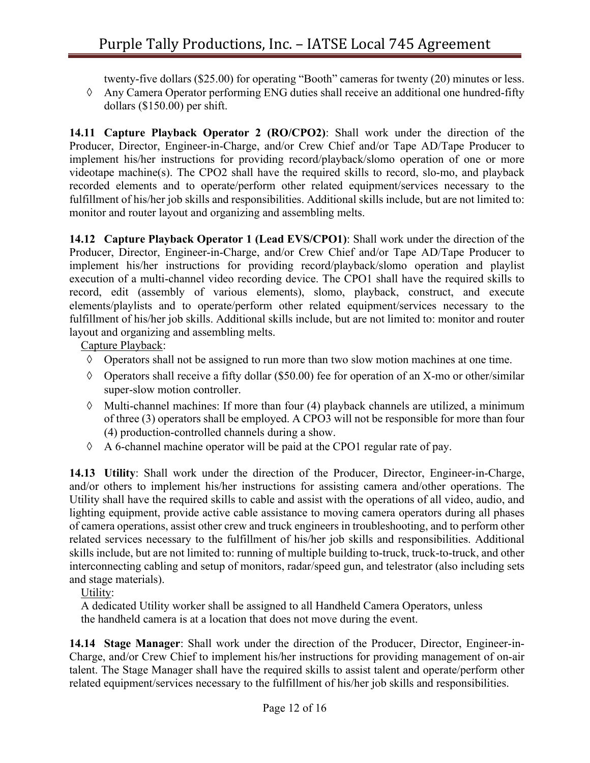twenty-five dollars ($25.00) for operating "Booth" cameras for twenty (20) minutes or less.

- ◊ Any Camera Operator performing ENG duties shall receive an additional one hundred-fifty dollars ($150.00) per shift.

**14.11 Capture Playback Operator 2 (RO/CPO2)**: Shall work under the direction of the Producer, Director, Engineer-in-Charge, and/or Crew Chief and/or Tape AD/Tape Producer to implement his/her instructions for providing record/playback/slomo operation of one or more videotape machine(s). The CPO2 shall have the required skills to record, slo-mo, and playback recorded elements and to operate/perform other related equipment/services necessary to the fulfillment of his/her job skills and responsibilities. Additional skills include, but are not limited to: monitor and router layout and organizing and assembling melts.

**14.12 Capture Playback Operator 1 (Lead EVS/CPO1)**: Shall work under the direction of the Producer, Director, Engineer-in-Charge, and/or Crew Chief and/or Tape AD/Tape Producer to implement his/her instructions for providing record/playback/slomo operation and playlist execution of a multi-channel video recording device. The CPO1 shall have the required skills to record, edit (assembly of various elements), slomo, playback, construct, and execute elements/playlists and to operate/perform other related equipment/services necessary to the fulfillment of his/her job skills. Additional skills include, but are not limited to: monitor and router layout and organizing and assembling melts.

<u>Capture Playback</u>:

- ◊ Operators shall not be assigned to run more than two slow motion machines at one time.
- ◊ Operators shall receive a fifty dollar ($50.00) fee for operation of an X-mo or other/similar super-slow motion controller.
- ◊ Multi-channel machines: If more than four (4) playback channels are utilized, a minimum of three (3) operators shall be employed. A CPO3 will not be responsible for more than four (4) production-controlled channels during a show.
- ◊ A 6-channel machine operator will be paid at the CPO1 regular rate of pay.

**14.13 Utility**: Shall work under the direction of the Producer, Director, Engineer-in-Charge, and/or others to implement his/her instructions for assisting camera and/other operations. The Utility shall have the required skills to cable and assist with the operations of all video, audio, and lighting equipment, provide active cable assistance to moving camera operators during all phases of camera operations, assist other crew and truck engineers in troubleshooting, and to perform other related services necessary to the fulfillment of his/her job skills and responsibilities. Additional skills include, but are not limited to: running of multiple building to-truck, truck-to-truck, and other interconnecting cabling and setup of monitors, radar/speed gun, and telestrator (also including sets and stage materials).

<u>Utility</u>:

A dedicated Utility worker shall be assigned to all Handheld Camera Operators, unless the handheld camera is at a location that does not move during the event.

**14.14 Stage Manager**: Shall work under the direction of the Producer, Director, Engineer-in-Charge, and/or Crew Chief to implement his/her instructions for providing management of on-air talent. The Stage Manager shall have the required skills to assist talent and operate/perform other related equipment/services necessary to the fulfillment of his/her job skills and responsibilities.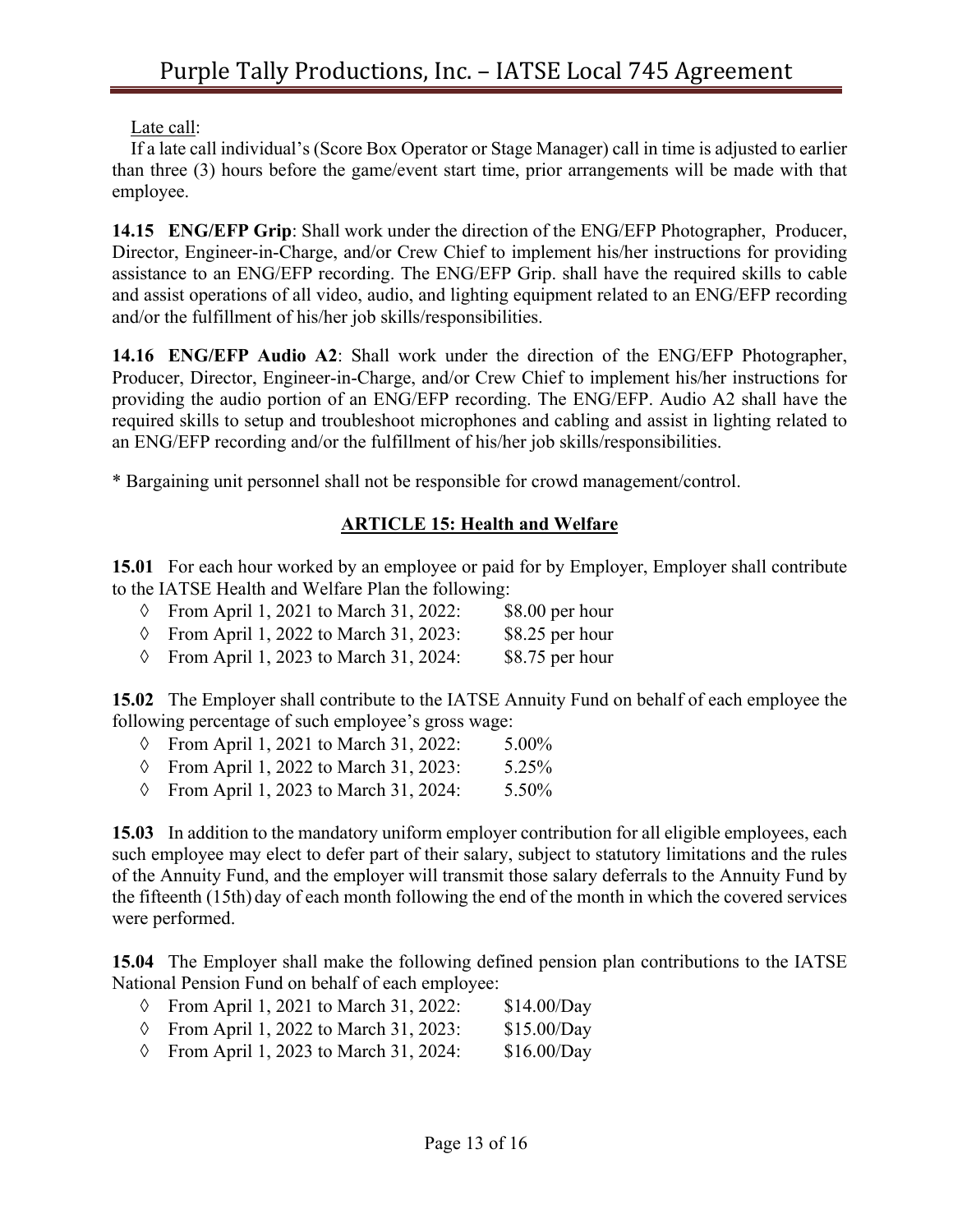Late call:

If a late call individual's (Score Box Operator or Stage Manager) call in time is adjusted to earlier than three (3) hours before the game/event start time, prior arrangements will be made with that employee.

**14.15 ENG/EFP Grip**: Shall work under the direction of the ENG/EFP Photographer, Producer, Director, Engineer-in-Charge, and/or Crew Chief to implement his/her instructions for providing assistance to an ENG/EFP recording. The ENG/EFP Grip. shall have the required skills to cable and assist operations of all video, audio, and lighting equipment related to an ENG/EFP recording and/or the fulfillment of his/her job skills/responsibilities.

**14.16 ENG/EFP Audio A2**: Shall work under the direction of the ENG/EFP Photographer, Producer, Director, Engineer-in-Charge, and/or Crew Chief to implement his/her instructions for providing the audio portion of an ENG/EFP recording. The ENG/EFP. Audio A2 shall have the required skills to setup and troubleshoot microphones and cabling and assist in lighting related to an ENG/EFP recording and/or the fulfillment of his/her job skills/responsibilities.

* Bargaining unit personnel shall not be responsible for crowd management/control.

## ARTICLE 15: Health and Welfare

**15.01** For each hour worked by an employee or paid for by Employer, Employer shall contribute to the IATSE Health and Welfare Plan the following:

- ◊ From April 1, 2021 to March 31, 2022: $8.00 per hour
- ◊ From April 1, 2022 to March 31, 2023: $8.25 per hour
- ◊ From April 1, 2023 to March 31, 2024: $8.75 per hour

**15.02** The Employer shall contribute to the IATSE Annuity Fund on behalf of each employee the following percentage of such employee's gross wage:

- ◊ From April 1, 2021 to March 31, 2022: 5.00%
- ◊ From April 1, 2022 to March 31, 2023: 5.25%
- ◊ From April 1, 2023 to March 31, 2024: 5.50%

**15.03** In addition to the mandatory uniform employer contribution for all eligible employees, each such employee may elect to defer part of their salary, subject to statutory limitations and the rules of the Annuity Fund, and the employer will transmit those salary deferrals to the Annuity Fund by the fifteenth (15th) day of each month following the end of the month in which the covered services were performed.

**15.04** The Employer shall make the following defined pension plan contributions to the IATSE National Pension Fund on behalf of each employee:

- ◊ From April 1, 2021 to March 31, 2022: $14.00/Day
- ◊ From April 1, 2022 to March 31, 2023: $15.00/Day
- ◊ From April 1, 2023 to March 31, 2024: $16.00/Day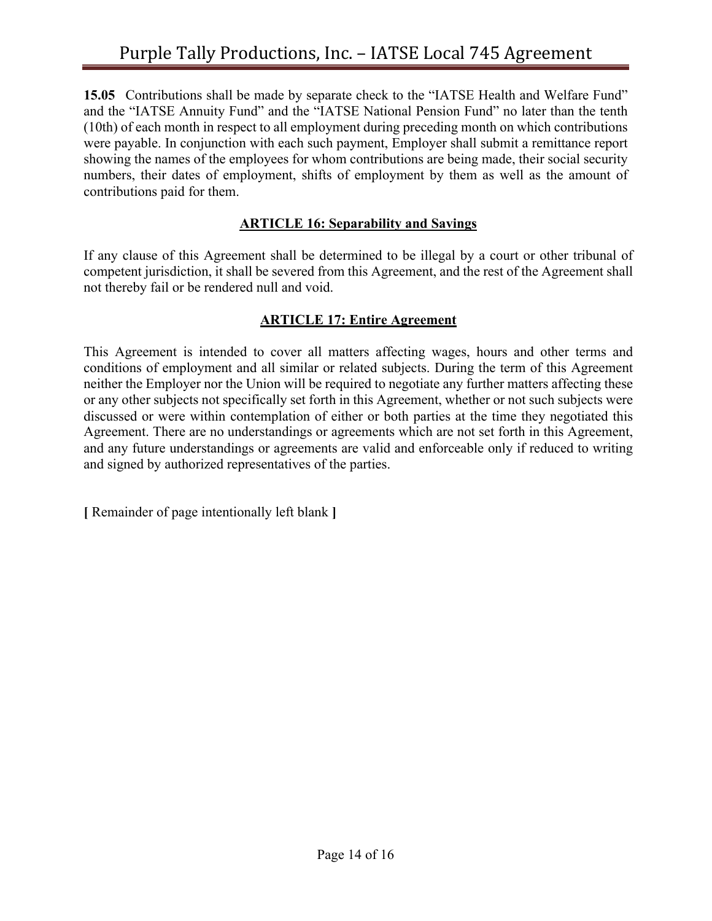**15.05** Contributions shall be made by separate check to the "IATSE Health and Welfare Fund" and the "IATSE Annuity Fund" and the "IATSE National Pension Fund" no later than the tenth (10th) of each month in respect to all employment during preceding month on which contributions were payable. In conjunction with each such payment, Employer shall submit a remittance report showing the names of the employees for whom contributions are being made, their social security numbers, their dates of employment, shifts of employment by them as well as the amount of contributions paid for them.

## ARTICLE 16: Separability and Savings

If any clause of this Agreement shall be determined to be illegal by a court or other tribunal of competent jurisdiction, it shall be severed from this Agreement, and the rest of the Agreement shall not thereby fail or be rendered null and void.

## ARTICLE 17: Entire Agreement

This Agreement is intended to cover all matters affecting wages, hours and other terms and conditions of employment and all similar or related subjects. During the term of this Agreement neither the Employer nor the Union will be required to negotiate any further matters affecting these or any other subjects not specifically set forth in this Agreement, whether or not such subjects were discussed or were within contemplation of either or both parties at the time they negotiated this Agreement. There are no understandings or agreements which are not set forth in this Agreement, and any future understandings or agreements are valid and enforceable only if reduced to writing and signed by authorized representatives of the parties.

**[** Remainder of page intentionally left blank **]**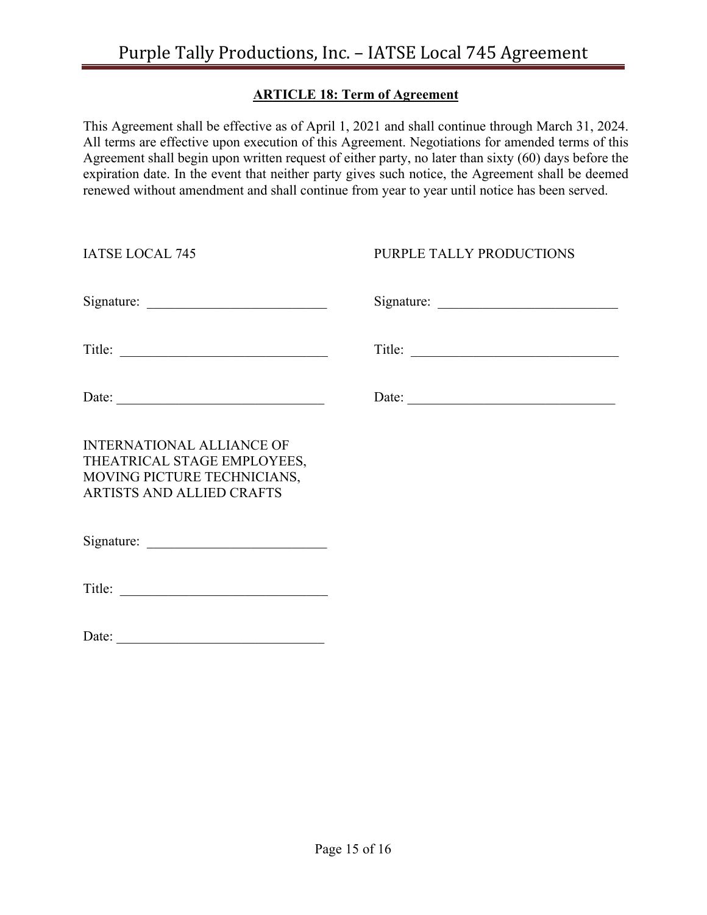## ARTICLE 18: Term of Agreement

This Agreement shall be effective as of April 1, 2021 and shall continue through March 31, 2024. All terms are effective upon execution of this Agreement. Negotiations for amended terms of this Agreement shall begin upon written request of either party, no later than sixty (60) days before the expiration date. In the event that neither party gives such notice, the Agreement shall be deemed renewed without amendment and shall continue from year to year until notice has been served.

IATSE LOCAL 745

Signature: ___________________________

Title: _______________________________

Date: _______________________________

PURPLE TALLY PRODUCTIONS

Signature: ___________________________

Title: _______________________________

Date: _______________________________

INTERNATIONAL ALLIANCE OF THEATRICAL STAGE EMPLOYEES, MOVING PICTURE TECHNICIANS, ARTISTS AND ALLIED CRAFTS

Signature: ___________________________

Title: _______________________________

Date: _______________________________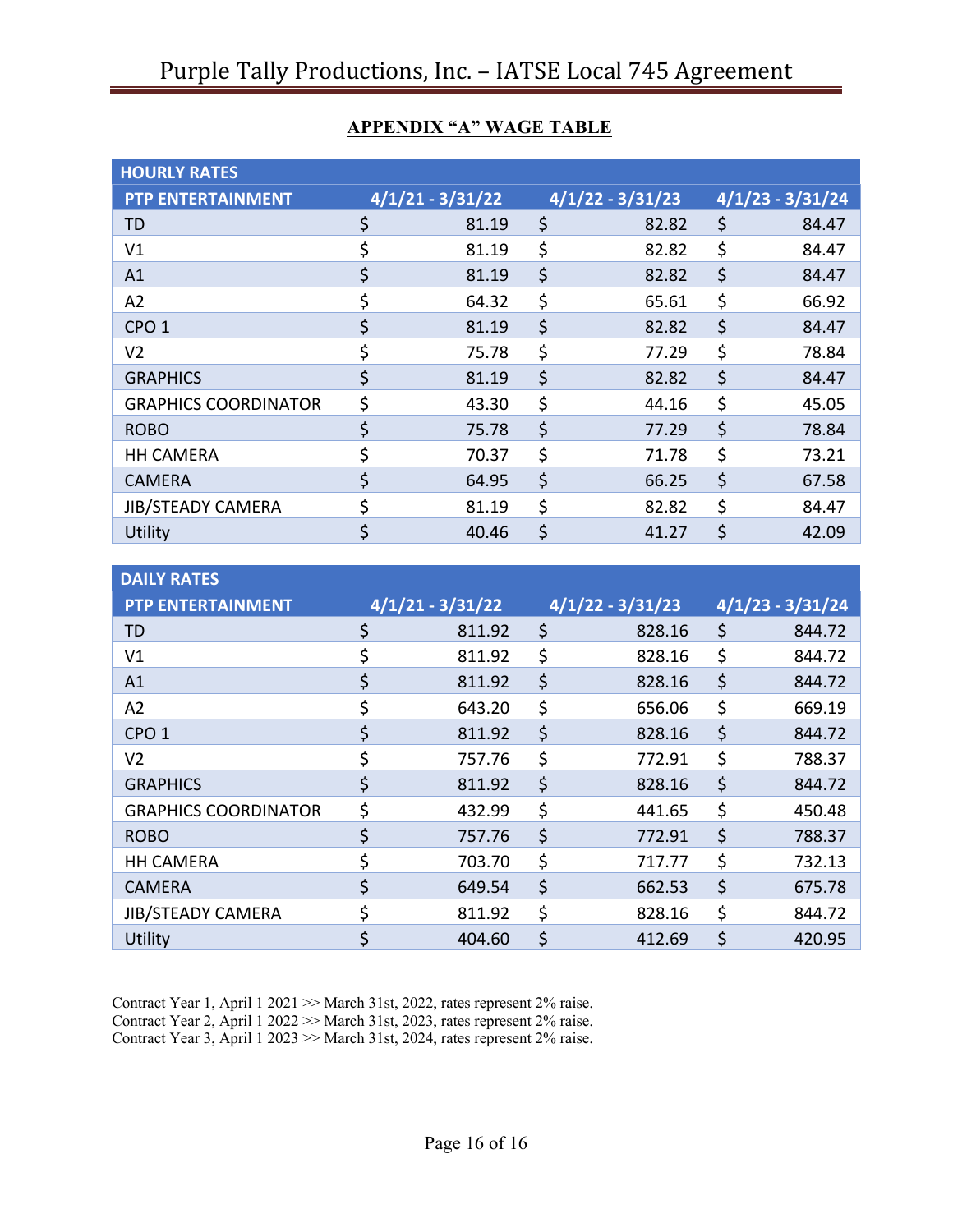## APPENDIX "A" WAGE TABLE

| HOURLY RATES | | | |
|---|---|---|---|
| **PTP ENTERTAINMENT** | **4/1/21 - 3/31/22** | **4/1/22 - 3/31/23** | **4/1/23 - 3/31/24** |
| TD | $ 81.19 | $ 82.82 | $ 84.47 |
| V1 | $ 81.19 | $ 82.82 | $ 84.47 |
| A1 | $ 81.19 | $ 82.82 | $ 84.47 |
| A2 | $ 64.32 | $ 65.61 | $ 66.92 |
| CPO 1 | $ 81.19 | $ 82.82 | $ 84.47 |
| V2 | $ 75.78 | $ 77.29 | $ 78.84 |
| GRAPHICS | $ 81.19 | $ 82.82 | $ 84.47 |
| GRAPHICS COORDINATOR | $ 43.30 | $ 44.16 | $ 45.05 |
| ROBO | $ 75.78 | $ 77.29 | $ 78.84 |
| HH CAMERA | $ 70.37 | $ 71.78 | $ 73.21 |
| CAMERA | $ 64.95 | $ 66.25 | $ 67.58 |
| JIB/STEADY CAMERA | $ 81.19 | $ 82.82 | $ 84.47 |
| Utility | $ 40.46 | $ 41.27 | $ 42.09 |

| DAILY RATES | | | |
|---|---|---|---|
| **PTP ENTERTAINMENT** | **4/1/21 - 3/31/22** | **4/1/22 - 3/31/23** | **4/1/23 - 3/31/24** |
| TD | $ 811.92 | $ 828.16 | $ 844.72 |
| V1 | $ 811.92 | $ 828.16 | $ 844.72 |
| A1 | $ 811.92 | $ 828.16 | $ 844.72 |
| A2 | $ 643.20 | $ 656.06 | $ 669.19 |
| CPO 1 | $ 811.92 | $ 828.16 | $ 844.72 |
| V2 | $ 757.76 | $ 772.91 | $ 788.37 |
| GRAPHICS | $ 811.92 | $ 828.16 | $ 844.72 |
| GRAPHICS COORDINATOR | $ 432.99 | $ 441.65 | $ 450.48 |
| ROBO | $ 757.76 | $ 772.91 | $ 788.37 |
| HH CAMERA | $ 703.70 | $ 717.77 | $ 732.13 |
| CAMERA | $ 649.54 | $ 662.53 | $ 675.78 |
| JIB/STEADY CAMERA | $ 811.92 | $ 828.16 | $ 844.72 |
| Utility | $ 404.60 | $ 412.69 | $ 420.95 |

Contract Year 1, April 1 2021 >> March 31st, 2022, rates represent 2% raise.
Contract Year 2, April 1 2022 >> March 31st, 2023, rates represent 2% raise.
Contract Year 3, April 1 2023 >> March 31st, 2024, rates represent 2% raise.